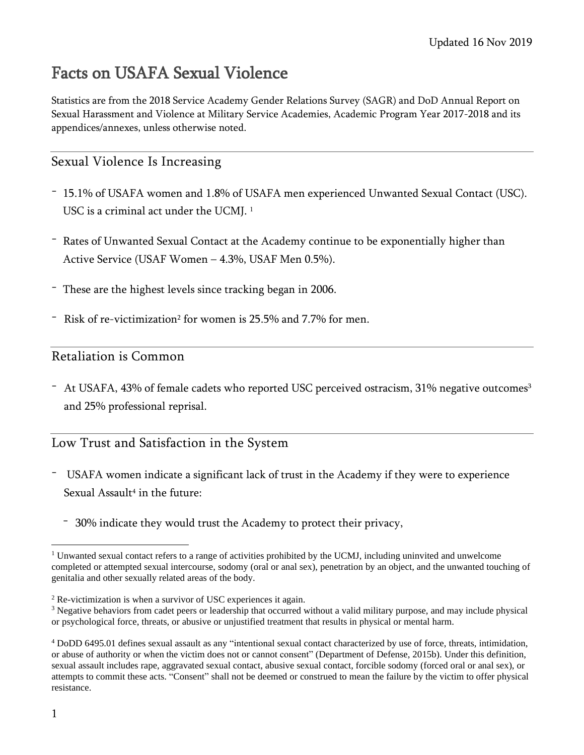Updated 16 Nov 2019

# Facts on USAFA Sexual Violence

Statistics are from the 2018 Service Academy Gender Relations Survey (SAGR) and DoD Annual Report on Sexual Harassment and Violence at Military Service Academies, Academic Program Year 2017-2018 and its appendices/annexes, unless otherwise noted.

## Sexual Violence Is Increasing

- 15.1% of USAFA women and 1.8% of USAFA men experienced Unwanted Sexual Contact (USC). USC is a criminal act under the UCMJ. [1]
- Rates of Unwanted Sexual Contact at the Academy continue to be exponentially higher than Active Service (USAF Women – 4.3%, USAF Men 0.5%).
- These are the highest levels since tracking began in 2006.
- Risk of re-victimization[2] for women is 25.5% and 7.7% for men.

## Retaliation is Common

- At USAFA, 43% of female cadets who reported USC perceived ostracism, 31% negative outcomes[3] and 25% professional reprisal.

## Low Trust and Satisfaction in the System

- USAFA women indicate a significant lack of trust in the Academy if they were to experience Sexual Assault[4] in the future:
  - 30% indicate they would trust the Academy to protect their privacy,

---

[1] Unwanted sexual contact refers to a range of activities prohibited by the UCMJ, including uninvited and unwelcome completed or attempted sexual intercourse, sodomy (oral or anal sex), penetration by an object, and the unwanted touching of genitalia and other sexually related areas of the body.

[2] Re-victimization is when a survivor of USC experiences it again.

[3] Negative behaviors from cadet peers or leadership that occurred without a valid military purpose, and may include physical or psychological force, threats, or abusive or unjustified treatment that results in physical or mental harm.

[4] DoDD 6495.01 defines sexual assault as any "intentional sexual contact characterized by use of force, threats, intimidation, or abuse of authority or when the victim does not or cannot consent" (Department of Defense, 2015b). Under this definition, sexual assault includes rape, aggravated sexual contact, abusive sexual contact, forcible sodomy (forced oral or anal sex), or attempts to commit these acts. "Consent" shall not be deemed or construed to mean the failure by the victim to offer physical resistance.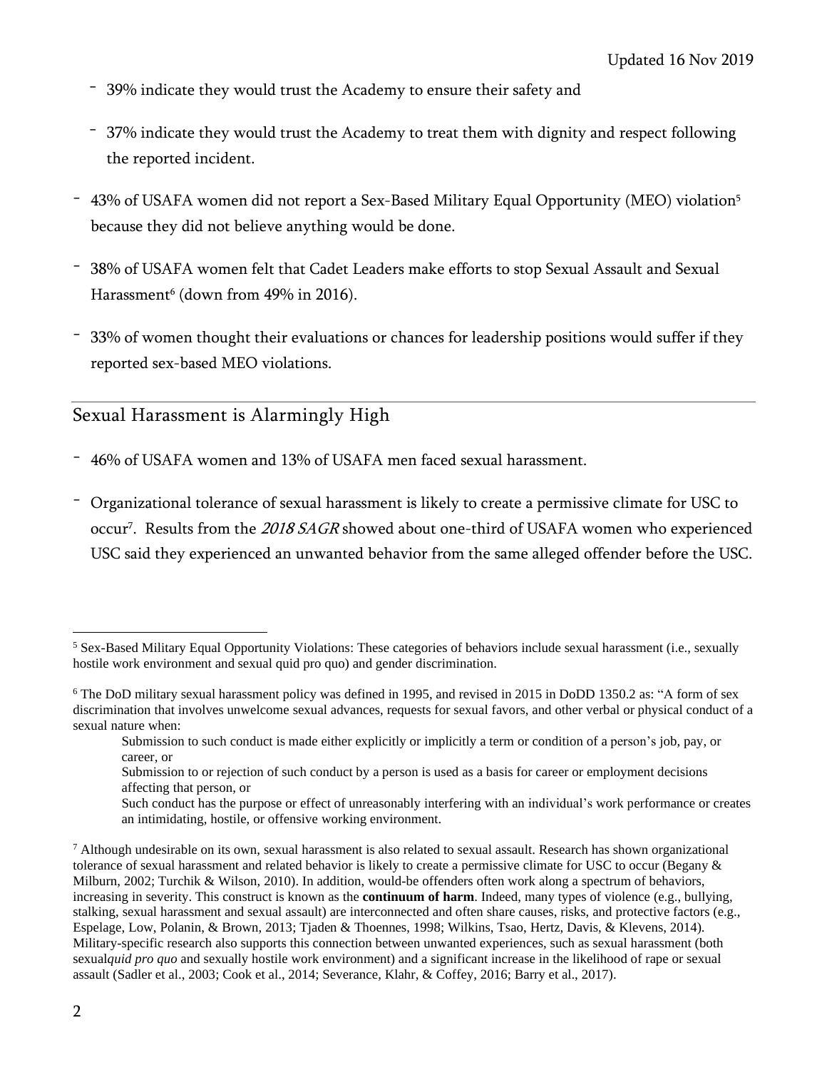- 39% indicate they would trust the Academy to ensure their safety and
- 37% indicate they would trust the Academy to treat them with dignity and respect following the reported incident.

- 43% of USAFA women did not report a Sex-Based Military Equal Opportunity (MEO) violation[5] because they did not believe anything would be done.
- 38% of USAFA women felt that Cadet Leaders make efforts to stop Sexual Assault and Sexual Harassment[6] (down from 49% in 2016).
- 33% of women thought their evaluations or chances for leadership positions would suffer if they reported sex-based MEO violations.

## Sexual Harassment is Alarmingly High

- 46% of USAFA women and 13% of USAFA men faced sexual harassment.
- Organizational tolerance of sexual harassment is likely to create a permissive climate for USC to occur[7]. Results from the *2018 SAGR* showed about one-third of USAFA women who experienced USC said they experienced an unwanted behavior from the same alleged offender before the USC.

---

[5] Sex-Based Military Equal Opportunity Violations: These categories of behaviors include sexual harassment (i.e., sexually hostile work environment and sexual quid pro quo) and gender discrimination.

[6] The DoD military sexual harassment policy was defined in 1995, and revised in 2015 in DoDD 1350.2 as: "A form of sex discrimination that involves unwelcome sexual advances, requests for sexual favors, and other verbal or physical conduct of a sexual nature when:

> Submission to such conduct is made either explicitly or implicitly a term or condition of a person's job, pay, or career, or
>
> Submission to or rejection of such conduct by a person is used as a basis for career or employment decisions affecting that person, or
>
> Such conduct has the purpose or effect of unreasonably interfering with an individual's work performance or creates an intimidating, hostile, or offensive working environment.

[7] Although undesirable on its own, sexual harassment is also related to sexual assault. Research has shown organizational tolerance of sexual harassment and related behavior is likely to create a permissive climate for USC to occur (Begany & Milburn, 2002; Turchik & Wilson, 2010). In addition, would-be offenders often work along a spectrum of behaviors, increasing in severity. This construct is known as the **continuum of harm**. Indeed, many types of violence (e.g., bullying, stalking, sexual harassment and sexual assault) are interconnected and often share causes, risks, and protective factors (e.g., Espelage, Low, Polanin, & Brown, 2013; Tjaden & Thoennes, 1998; Wilkins, Tsao, Hertz, Davis, & Klevens, 2014). Military-specific research also supports this connection between unwanted experiences, such as sexual harassment (both sexual*quid pro quo* and sexually hostile work environment) and a significant increase in the likelihood of rape or sexual assault (Sadler et al., 2003; Cook et al., 2014; Severance, Klahr, & Coffey, 2016; Barry et al., 2017).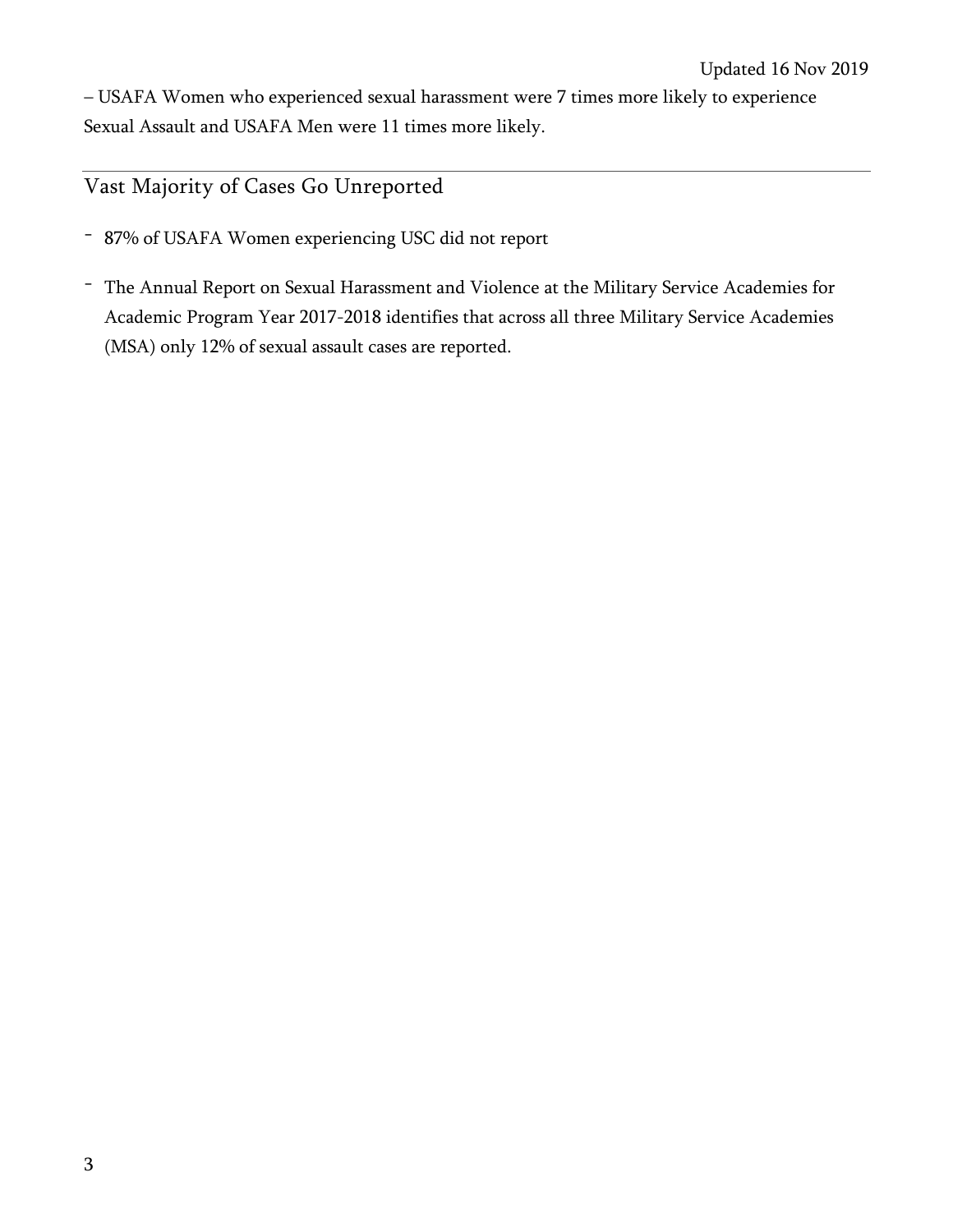– USAFA Women who experienced sexual harassment were 7 times more likely to experience Sexual Assault and USAFA Men were 11 times more likely.

## Vast Majority of Cases Go Unreported

- 87% of USAFA Women experiencing USC did not report
- The Annual Report on Sexual Harassment and Violence at the Military Service Academies for Academic Program Year 2017-2018 identifies that across all three Military Service Academies (MSA) only 12% of sexual assault cases are reported.